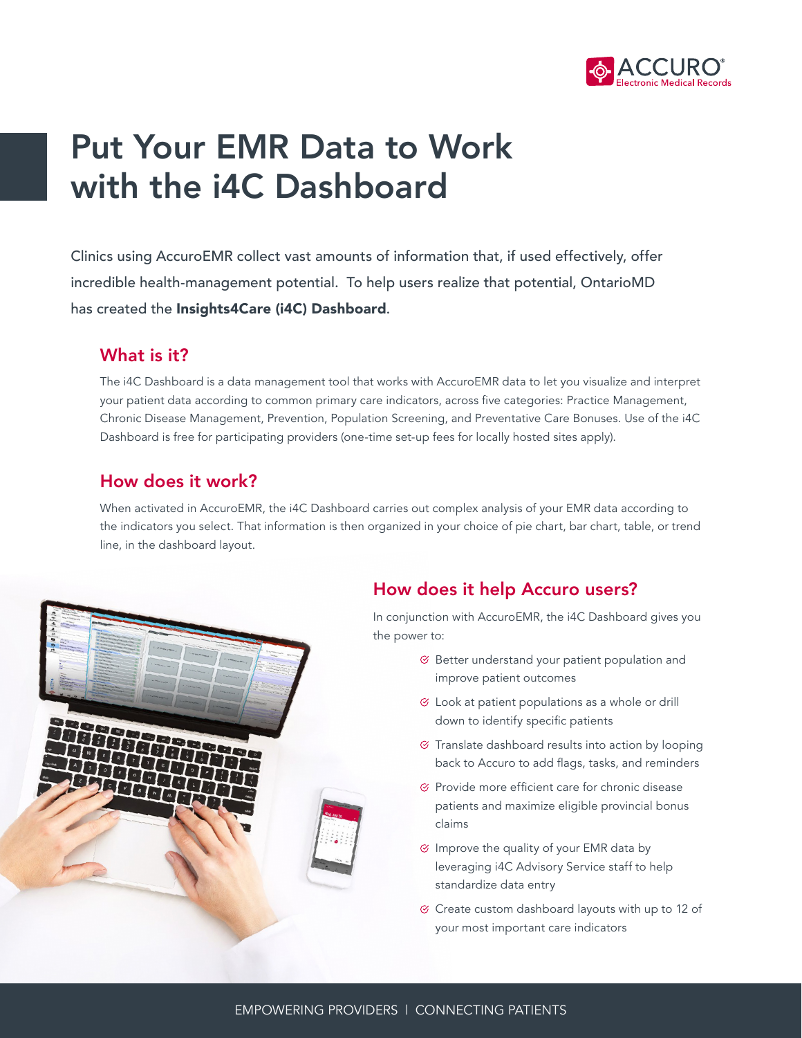# Put Your EMR Data to Work with the i4C Dashboard

Clinics using AccuroEMR collect vast amounts of information that, if used effectively, offer incredible health-management potential. To help users realize that potential, OntarioMD has created the **Insights4Care (i4C) Dashboard**.

## What is it?

The i4C Dashboard is a data management tool that works with AccuroEMR data to let you visualize and interpret your patient data according to common primary care indicators, across five categories: Practice Management, Chronic Disease Management, Prevention, Population Screening, and Preventative Care Bonuses. Use of the i4C Dashboard is free for participating providers (one-time set-up fees for locally hosted sites apply).

## How does it work?

When activated in AccuroEMR, the i4C Dashboard carries out complex analysis of your EMR data according to the indicators you select. That information is then organized in your choice of pie chart, bar chart, table, or trend line, in the dashboard layout.

## How does it help Accuro users?

In conjunction with AccuroEMR, the i4C Dashboard gives you the power to:

- Better understand your patient population and improve patient outcomes
- Look at patient populations as a whole or drill down to identify specific patients
- Translate dashboard results into action by looping back to Accuro to add flags, tasks, and reminders
- Provide more efficient care for chronic disease patients and maximize eligible provincial bonus claims
- Improve the quality of your EMR data by leveraging i4C Advisory Service staff to help standardize data entry
- Create custom dashboard layouts with up to 12 of your most important care indicators

EMPOWERING PROVIDERS | CONNECTING PATIENTS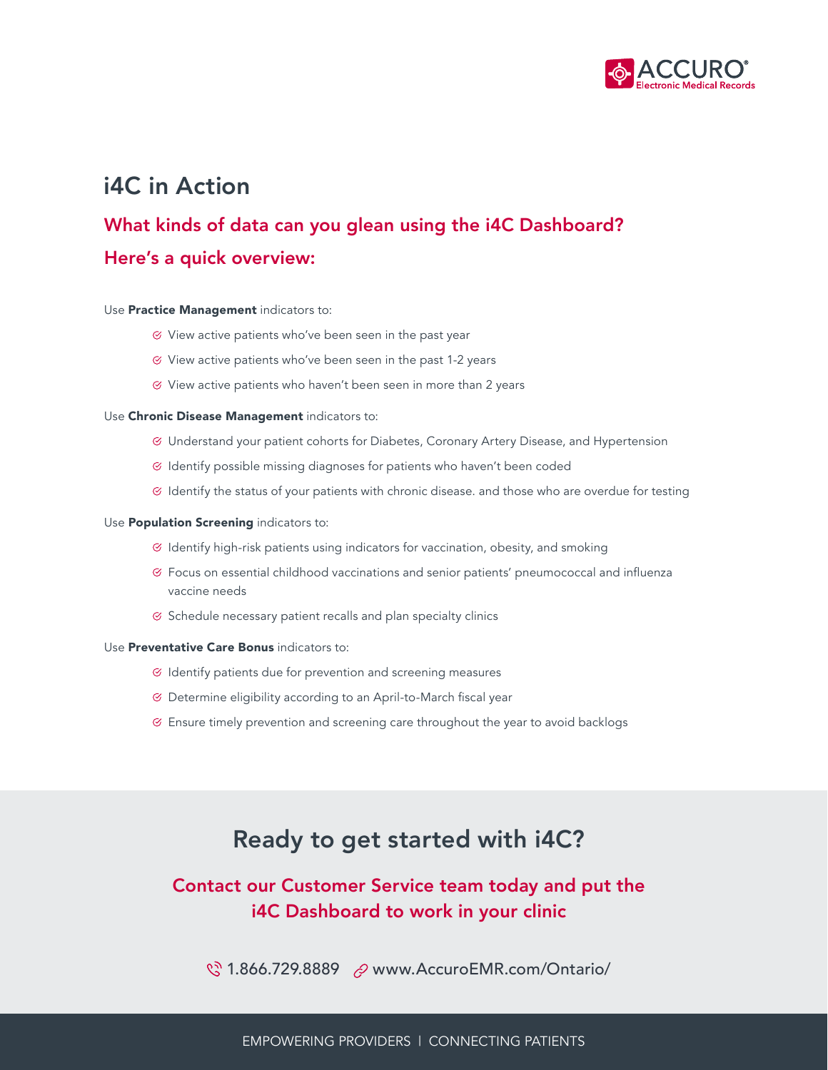ACCURO® Electronic Medical Records

# i4C in Action

## What kinds of data can you glean using the i4C Dashboard? Here's a quick overview:

Use **Practice Management** indicators to:

- View active patients who've been seen in the past year
- View active patients who've been seen in the past 1-2 years
- View active patients who haven't been seen in more than 2 years

Use **Chronic Disease Management** indicators to:

- Understand your patient cohorts for Diabetes, Coronary Artery Disease, and Hypertension
- Identify possible missing diagnoses for patients who haven't been coded
- Identify the status of your patients with chronic disease. and those who are overdue for testing

Use **Population Screening** indicators to:

- Identify high-risk patients using indicators for vaccination, obesity, and smoking
- Focus on essential childhood vaccinations and senior patients' pneumococcal and influenza vaccine needs
- Schedule necessary patient recalls and plan specialty clinics

Use **Preventative Care Bonus** indicators to:

- Identify patients due for prevention and screening measures
- Determine eligibility according to an April-to-March fiscal year
- Ensure timely prevention and screening care throughout the year to avoid backlogs

## Ready to get started with i4C?

### Contact our Customer Service team today and put the i4C Dashboard to work in your clinic

1.866.729.8889 www.AccuroEMR.com/Ontario/

EMPOWERING PROVIDERS | CONNECTING PATIENTS